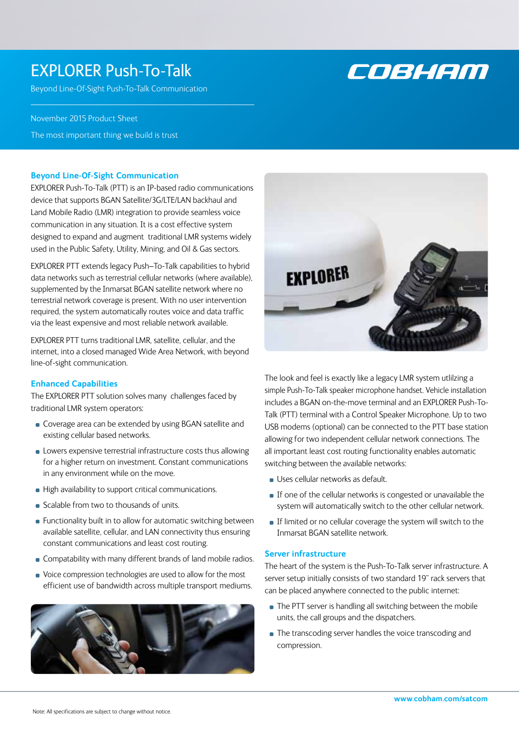# EXPLORER Push-To-Talk

Beyond Line-Of-Sight Push-To-Talk Communication

November 2015 Product Sheet

The most important thing we build is trust

COBHAM

## Beyond Line-Of-Sight Communication

EXPLORER Push-To-Talk (PTT) is an IP-based radio communications device that supports BGAN Satellite/3G/LTE/LAN backhaul and Land Mobile Radio (LMR) integration to provide seamless voice communication in any situation. It is a cost effective system designed to expand and augment traditional LMR systems widely used in the Public Safety, Utility, Mining, and Oil & Gas sectors.

EXPLORER PTT extends legacy Push–To-Talk capabilities to hybrid data networks such as terrestrial cellular networks (where available), supplemented by the Inmarsat BGAN satellite network where no terrestrial network coverage is present. With no user intervention required, the system automatically routes voice and data traffic via the least expensive and most reliable network available.

EXPLORER PTT turns traditional LMR, satellite, cellular, and the internet, into a closed managed Wide Area Network, with beyond line-of-sight communication.

## Enhanced Capabilities

The EXPLORER PTT solution solves many challenges faced by traditional LMR system operators:

- Coverage area can be extended by using BGAN satellite and existing cellular based networks.
- Lowers expensive terrestrial infrastructure costs thus allowing for a higher return on investment. Constant communications in any environment while on the move.
- High availability to support critical communications.
- Scalable from two to thousands of units.
- Functionality built in to allow for automatic switching between available satellite, cellular, and LAN connectivity thus ensuring constant communications and least cost routing.
- Compatability with many different brands of land mobile radios.
- Voice compression technologies are used to allow for the most efficient use of bandwidth across multiple transport mediums.

The look and feel is exactly like a legacy LMR system utlilzing a simple Push-To-Talk speaker microphone handset. Vehicle installation includes a BGAN on-the-move terminal and an EXPLORER Push-To-Talk (PTT) terminal with a Control Speaker Microphone. Up to two USB modems (optional) can be connected to the PTT base station allowing for two independent cellular network connections. The all important least cost routing functionality enables automatic switching between the available networks:

- Uses cellular networks as default.
- If one of the cellular networks is congested or unavailable the system will automatically switch to the other cellular network.
- If limited or no cellular coverage the system will switch to the Inmarsat BGAN satellite network.

## Server infrastructure

The heart of the system is the Push-To-Talk server infrastructure. A server setup initially consists of two standard 19" rack servers that can be placed anywhere connected to the public internet:

- The PTT server is handling all switching between the mobile units, the call groups and the dispatchers.
- The transcoding server handles the voice transcoding and compression.

www.cobham.com/satcom

Note: All specifications are subject to change without notice.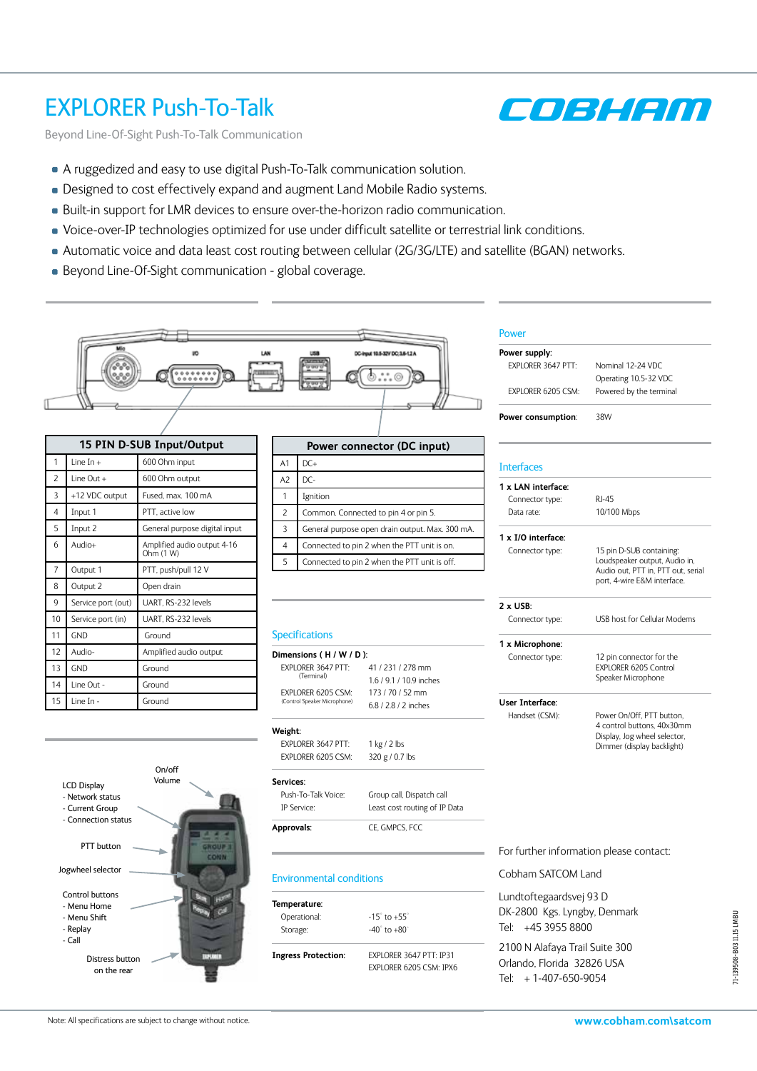# EXPLORER Push-To-Talk

Beyond Line-Of-Sight Push-To-Talk Communication

- A ruggedized and easy to use digital Push-To-Talk communication solution.
- Designed to cost effectively expand and augment Land Mobile Radio systems.
- Built-in support for LMR devices to ensure over-the-horizon radio communication.
- Voice-over-IP technologies optimized for use under difficult satellite or terrestrial link conditions.
- Automatic voice and data least cost routing between cellular (2G/3G/LTE) and satellite (BGAN) networks.
- Beyond Line-Of-Sight communication - global coverage.

Mic
I/O
LAN
USB
DC-input 10.5-32V DC;3.8-1.2A

| 15 PIN D-SUB Input/Output | | |
|---|---|---|
| 1 | Line In + | 600 Ohm input |
| 2 | Line Out + | 600 Ohm output |
| 3 | +12 VDC output | Fused, max. 100 mA |
| 4 | Input 1 | PTT, active low |
| 5 | Input 2 | General purpose digital input |
| 6 | Audio+ | Amplified audio output 4-16 Ohm (1 W) |
| 7 | Output 1 | PTT, push/pull 12 V |
| 8 | Output 2 | Open drain |
| 9 | Service port (out) | UART, RS-232 levels |
| 10 | Service port (in) | UART, RS-232 levels |
| 11 | GND | Ground |
| 12 | Audio- | Amplified audio output |
| 13 | GND | Ground |
| 14 | Line Out - | Ground |
| 15 | Line In - | Ground |

| Power connector (DC input) | |
|---|---|
| A1 | DC+ |
| A2 | DC- |
| 1 | Ignition |
| 2 | Common. Connected to pin 4 or pin 5. |
| 3 | General purpose open drain output. Max. 300 mA. |
| 4 | Connected to pin 2 when the PTT unit is on. |
| 5 | Connected to pin 2 when the PTT unit is off. |

LCD Display
- Network status
- Current Group
- Connection status

On/off Volume

PTT button

Jogwheel selector

Control buttons
- Menu Home
- Menu Shift
- Replay
- Call

Distress button on the rear

## Specifications

| | | |
|---|---|---|
| **Dimensions ( H / W / D ):** | | |
| | EXPLORER 3647 PTT: (Terminal) | 41 / 231 / 278 mm<br>1.6 / 9.1 / 10.9 inches |
| | EXPLORER 6205 CSM: (Control Speaker Microphone) | 173 / 70 / 52 mm<br>6.8 / 2.8 / 2 inches |
| **Weight:** | | |
| | EXPLORER 3647 PTT: | 1 kg / 2 lbs |
| | EXPLORER 6205 CSM: | 320 g / 0.7 lbs |
| **Services:** | | |
| | Push-To-Talk Voice: | Group call, Dispatch call |
| | IP Service: | Least cost routing of IP Data |
| **Approvals:** | | CE, GMPCS, FCC |

## Environmental conditions

| | | |
|---|---|---|
| **Temperature:** | | |
| | Operational: | -15° to +55° |
| | Storage: | -40° to +80° |
| **Ingress Protection:** | | EXPLORER 3647 PTT: IP31<br>EXPLORER 6205 CSM: IPX6 |

## Power

| | | |
|---|---|---|
| **Power supply:** | | |
| | EXPLORER 3647 PTT: | Nominal 12-24 VDC<br>Operating 10.5-32 VDC |
| | EXPLORER 6205 CSM: | Powered by the terminal |
| **Power consumption:** | | 38W |

## Interfaces

| | | |
|---|---|---|
| **1 x LAN interface:** | | |
| | Connector type: | RJ-45 |
| | Data rate: | 10/100 Mbps |
| **1 x I/O interface:** | | |
| | Connector type: | 15 pin D-SUB containing: Loudspeaker output, Audio in, Audio out, PTT in, PTT out, serial port, 4-wire E&M interface. |
| **2 x USB:** | | |
| | Connector type: | USB host for Cellular Modems |
| **1 x Microphone:** | | |
| | Connector type: | 12 pin connector for the EXPLORER 6205 Control Speaker Microphone |
| **User Interface:** | | |
| | Handset (CSM): | Power On/Off, PTT button, 4 control buttons, 40x30mm Display, Jog wheel selector, Dimmer (display backlight) |

For further information please contact:

Cobham SATCOM Land

Lundtoftegaardsvej 93 D
DK-2800 Kgs. Lyngby, Denmark
Tel: +45 3955 8800

2100 N Alafaya Trail Suite 300
Orlando, Florida 32826 USA
Tel: + 1-407-650-9054

71-139508-B03 11.15 LMBU

Note: All specifications are subject to change without notice.

www.cobham.com\satcom